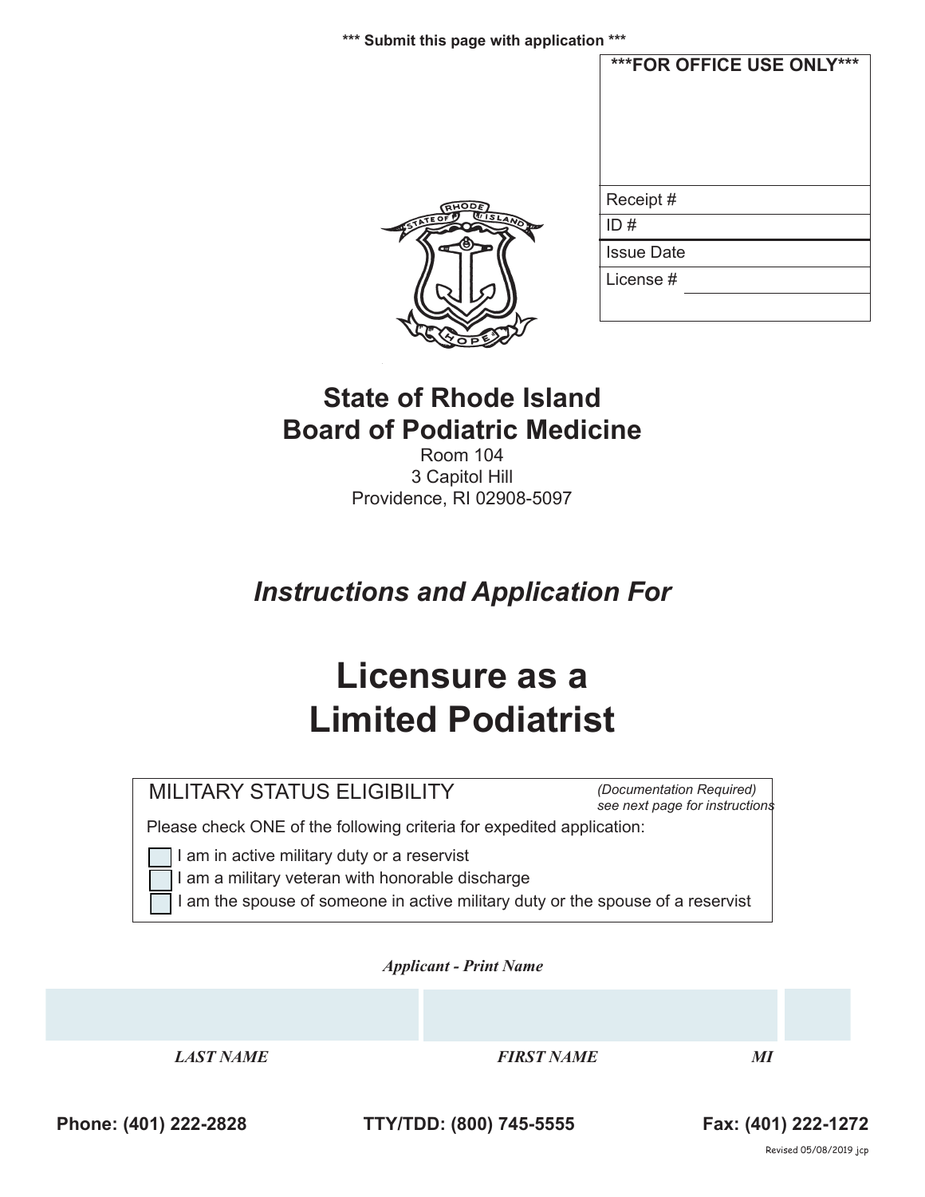*** Submit this page with application ***

| ***FOR OFFICE USE ONLY*** |
|---|
| Receipt # |
| ID # |
| Issue Date |
| License # |

# State of Rhode Island
# Board of Podiatric Medicine

Room 104
3 Capitol Hill
Providence, RI 02908-5097

## *Instructions and Application For*

# Licensure as a Limited Podiatrist

MILITARY STATUS ELIGIBILITY *(Documentation Required) see next page for instructions*

Please check ONE of the following criteria for expedited application:

- ☐ I am in active military duty or a reservist
- ☐ I am a military veteran with honorable discharge
- ☐ I am the spouse of someone in active military duty or the spouse of a reservist

***Applicant - Print Name***

| | | |
|---|---|---|
| ***LAST NAME*** | ***FIRST NAME*** | ***MI*** |

**Phone: (401) 222-2828** **TTY/TDD: (800) 745-5555** **Fax: (401) 222-1272**

Revised 05/08/2019 jcp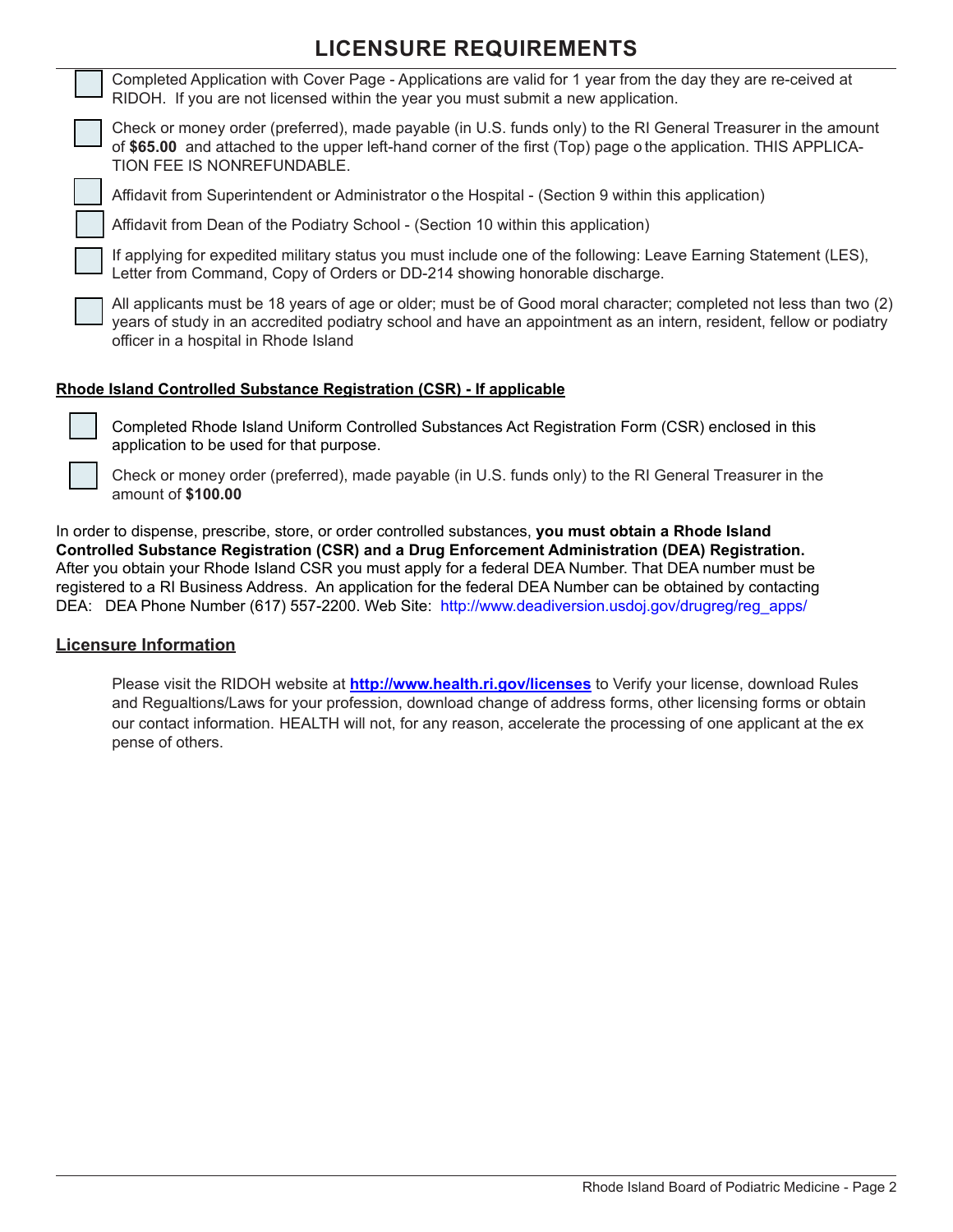# LICENSURE REQUIREMENTS

- [ ] Completed Application with Cover Page - Applications are valid for 1 year from the day they are re-ceived at RIDOH. If you are not licensed within the year you must submit a new application.
- [ ] Check or money order (preferred), made payable (in U.S. funds only) to the RI General Treasurer in the amount of **$65.00** and attached to the upper left-hand corner of the first (Top) page o the application. THIS APPLICA-TION FEE IS NONREFUNDABLE.
- [ ] Affidavit from Superintendent or Administrator o the Hospital - (Section 9 within this application)
- [ ] Affidavit from Dean of the Podiatry School - (Section 10 within this application)
- [ ] If applying for expedited military status you must include one of the following: Leave Earning Statement (LES), Letter from Command, Copy of Orders or DD-214 showing honorable discharge.
- [ ] All applicants must be 18 years of age or older; must be of Good moral character; completed not less than two (2) years of study in an accredited podiatry school and have an appointment as an intern, resident, fellow or podiatry officer in a hospital in Rhode Island

**Rhode Island Controlled Substance Registration (CSR) - If applicable**

- [ ] Completed Rhode Island Uniform Controlled Substances Act Registration Form (CSR) enclosed in this application to be used for that purpose.
- [ ] Check or money order (preferred), made payable (in U.S. funds only) to the RI General Treasurer in the amount of **$100.00**

In order to dispense, prescribe, store, or order controlled substances, **you must obtain a Rhode Island Controlled Substance Registration (CSR) and a Drug Enforcement Administration (DEA) Registration.** After you obtain your Rhode Island CSR you must apply for a federal DEA Number. That DEA number must be registered to a RI Business Address. An application for the federal DEA Number can be obtained by contacting DEA: DEA Phone Number (617) 557-2200. Web Site: http://www.deadiversion.usdoj.gov/drugreg/reg_apps/

## Licensure Information

Please visit the RIDOH website at **http://www.health.ri.gov/licenses** to Verify your license, download Rules and Regualtions/Laws for your profession, download change of address forms, other licensing forms or obtain our contact information. HEALTH will not, for any reason, accelerate the processing of one applicant at the ex pense of others.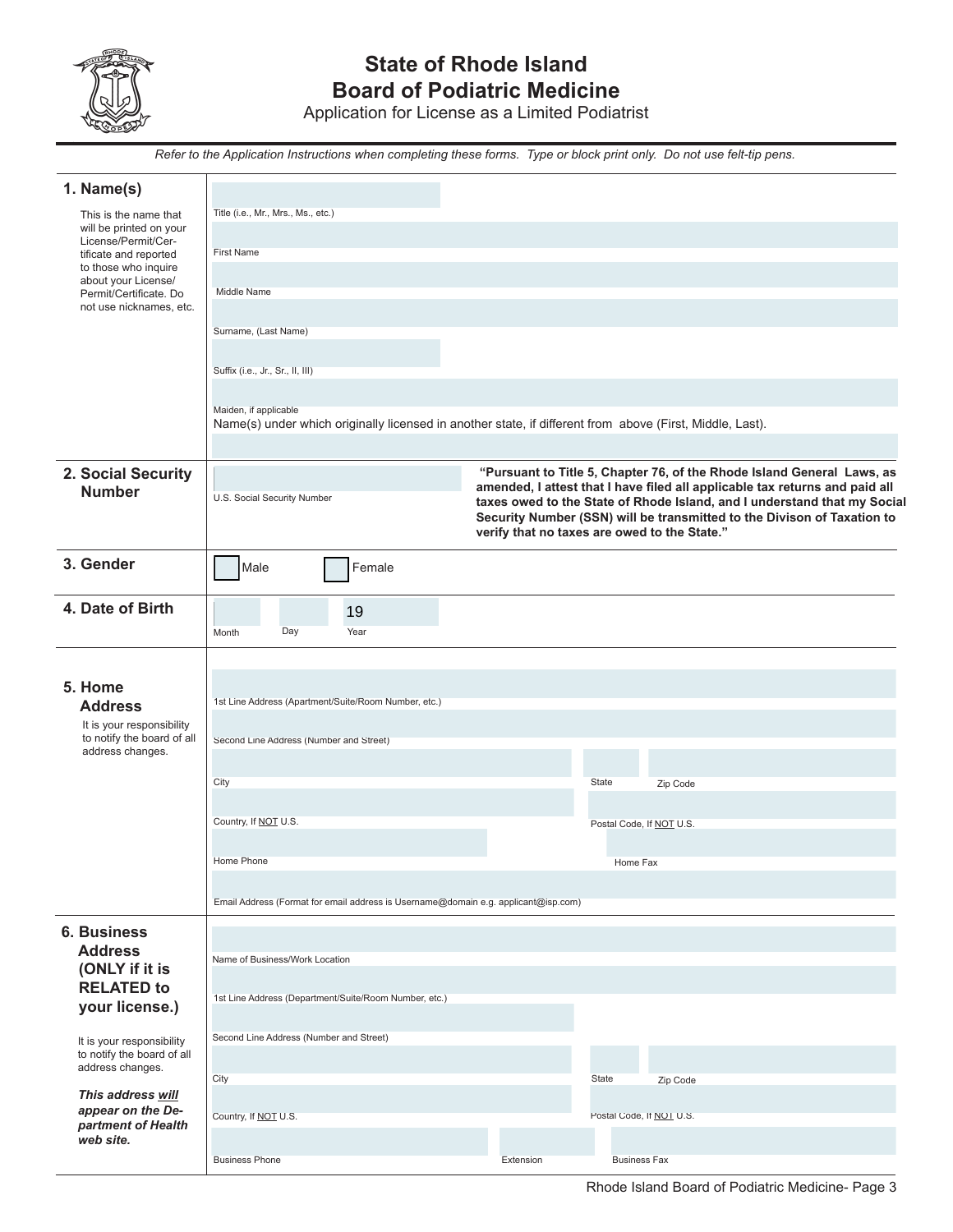# State of Rhode Island
## Board of Podiatric Medicine
### Application for License as a Limited Podiatrist

*Refer to the Application Instructions when completing these forms. Type or block print only. Do not use felt-tip pens.*

**1. Name(s)**

This is the name that will be printed on your License/Permit/Certificate and reported to those who inquire about your License/Permit/Certificate. Do not use nicknames, etc.

Title (i.e., Mr., Mrs., Ms., etc.)

First Name

Middle Name

Surname, (Last Name)

Suffix (i.e., Jr., Sr., II, III)

Maiden, if applicable

Name(s) under which originally licensed in another state, if different from above (First, Middle, Last).

**2. Social Security Number**

U.S. Social Security Number

**"Pursuant to Title 5, Chapter 76, of the Rhode Island General Laws, as amended, I attest that I have filed all applicable tax returns and paid all taxes owed to the State of Rhode Island, and I understand that my Social Security Number (SSN) will be transmitted to the Divison of Taxation to verify that no taxes are owed to the State."**

**3. Gender**

☐ Male ☐ Female

**4. Date of Birth**

Month Day Year 19

**5. Home Address**

It is your responsibility to notify the board of all address changes.

1st Line Address (Apartment/Suite/Room Number, etc.)

Second Line Address (Number and Street)

City State Zip Code

Country, If NOT U.S. Postal Code, If NOT U.S.

Home Phone Home Fax

Email Address (Format for email address is Username@domain e.g. applicant@isp.com)

**6. Business Address (ONLY if it is RELATED to your license.)**

It is your responsibility to notify the board of all address changes.

***This address will appear on the Department of Health web site.***

Name of Business/Work Location

1st Line Address (Department/Suite/Room Number, etc.)

Second Line Address (Number and Street)

City State Zip Code

Country, If NOT U.S. Postal Code, If NOT U.S.

Business Phone Extension Business Fax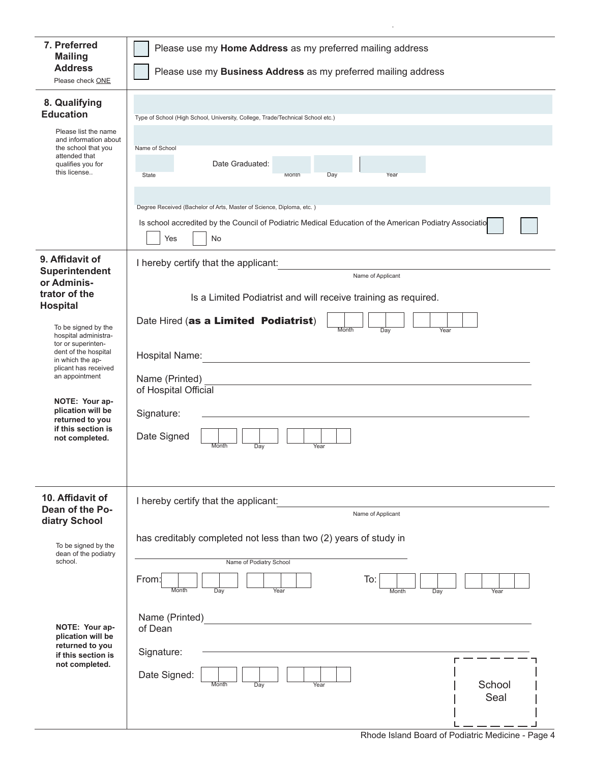## 7. Preferred Mailing Address

Please check ONE

☐ Please use my **Home Address** as my preferred mailing address

☐ Please use my **Business Address** as my preferred mailing address

## 8. Qualifying Education

Please list the name and information about the school that you attended that qualifies you for this license..

Type of School (High School, University, College, Trade/Technical School etc.)

Name of School

State

Date Graduated: Month Day Year

Degree Received (Bachelor of Arts, Master of Science, Diploma, etc. )

Is school accredited by the Council of Podiatric Medical Education of the American Podiatry Associatio

☐ Yes ☐ No

## 9. Affidavit of Superintendent or Administrator of the Hospital

To be signed by the hospital administrator or superintendent of the hospital in which the applicant has received an appointment

**NOTE: Your application will be returned to you if this section is not completed.**

I hereby certify that the applicant: ______________________
Name of Applicant

Is a Limited Podiatrist and will receive training as required.

Date Hired (**as a Limited Podiatrist**) Month Day Year

Hospital Name: ______________________

Name (Printed) of Hospital Official ______________________

Signature: ______________________

Date Signed Month Day Year

## 10. Affidavit of Dean of the Podiatry School

To be signed by the dean of the podiatry school.

**NOTE: Your application will be returned to you if this section is not completed.**

I hereby certify that the applicant: ______________________
Name of Applicant

has creditably completed not less than two (2) years of study in

______________________
Name of Podiatry School

From: Month Day Year To: Month Day Year

Name (Printed) of Dean ______________________

Signature: ______________________

Date Signed: Month Day Year

School Seal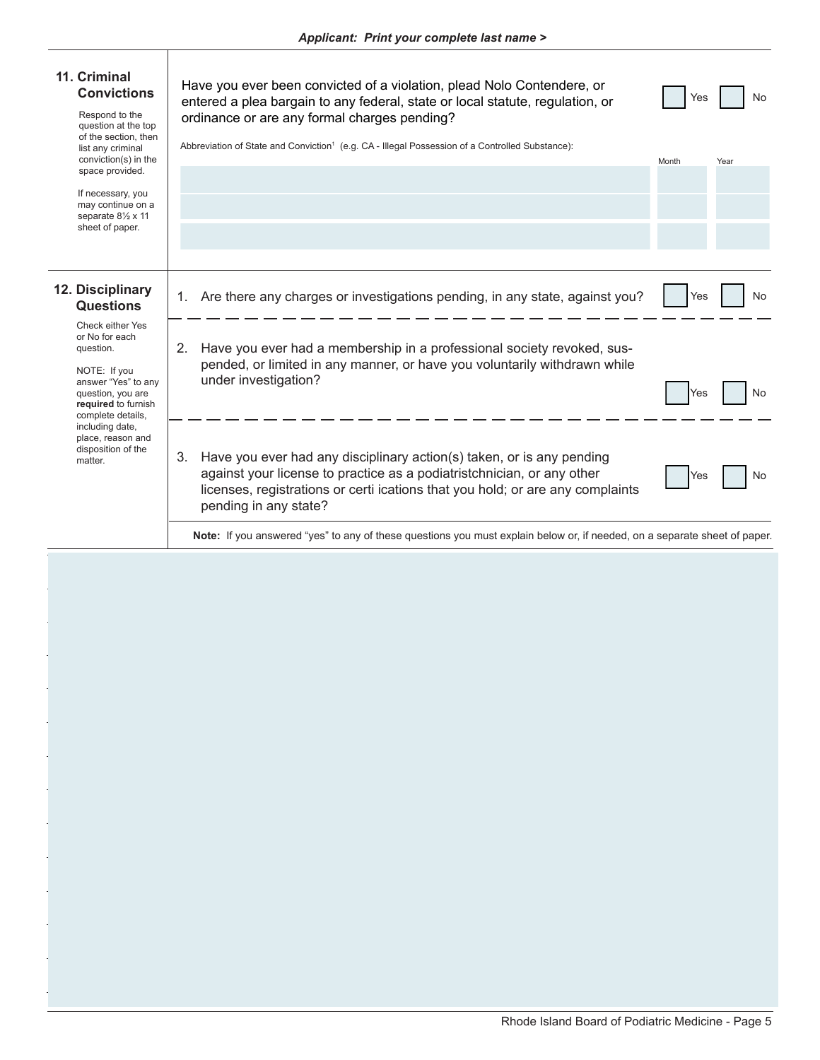*Applicant: Print your complete last name >*

## 11. Criminal Convictions

Respond to the question at the top of the section, then list any criminal conviction(s) in the space provided.

If necessary, you may continue on a separate 8½ x 11 sheet of paper.

Have you ever been convicted of a violation, plead Nolo Contendere, or entered a plea bargain to any federal, state or local statute, regulation, or ordinance or are any formal charges pending? ☐ Yes ☐ No

| Abbreviation of State and Conviction[1] (e.g. CA - Illegal Possession of a Controlled Substance): | Month | Year |
|---|---|---|
| | | |
| | | |
| | | |

## 12. Disciplinary Questions

Check either Yes or No for each question.

NOTE: If you answer "Yes" to any question, you are **required** to furnish complete details, including date, place, reason and disposition of the matter.

1. Are there any charges or investigations pending, in any state, against you? ☐ Yes ☐ No

2. Have you ever had a membership in a professional society revoked, suspended, or limited in any manner, or have you voluntarily withdrawn while under investigation? ☐ Yes ☐ No

3. Have you ever had any disciplinary action(s) taken, or is any pending against your license to practice as a podiatristchnician, or any other licenses, registrations or certi ications that you hold; or are any complaints pending in any state? ☐ Yes ☐ No

**Note:** If you answered "yes" to any of these questions you must explain below or, if needed, on a separate sheet of paper.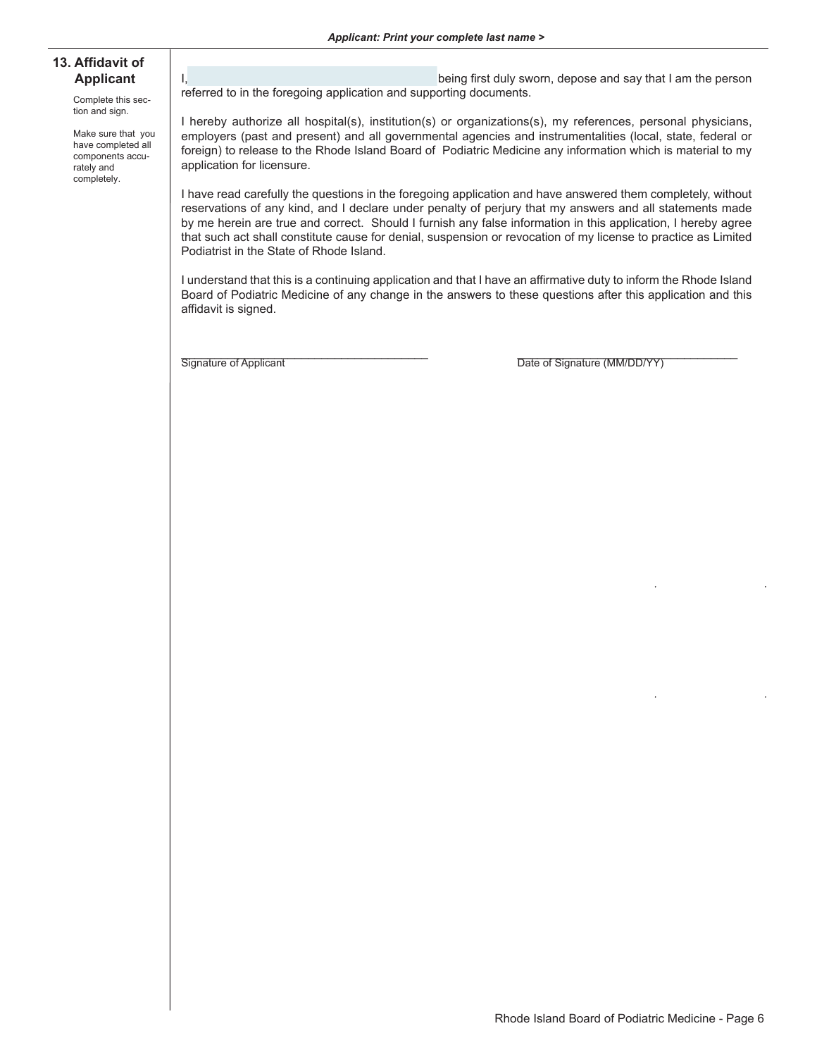*Applicant: Print your complete last name >*

## 13. Affidavit of Applicant

Complete this section and sign.

Make sure that you have completed all components accurately and completely.

I, ______________________________ being first duly sworn, depose and say that I am the person referred to in the foregoing application and supporting documents.

I hereby authorize all hospital(s), institution(s) or organizations(s), my references, personal physicians, employers (past and present) and all governmental agencies and instrumentalities (local, state, federal or foreign) to release to the Rhode Island Board of Podiatric Medicine any information which is material to my application for licensure.

I have read carefully the questions in the foregoing application and have answered them completely, without reservations of any kind, and I declare under penalty of perjury that my answers and all statements made by me herein are true and correct. Should I furnish any false information in this application, I hereby agree that such act shall constitute cause for denial, suspension or revocation of my license to practice as Limited Podiatrist in the State of Rhode Island.

I understand that this is a continuing application and that I have an affirmative duty to inform the Rhode Island Board of Podiatric Medicine of any change in the answers to these questions after this application and this affidavit is signed.

______________________________ Signature of Applicant

______________________________ Date of Signature (MM/DD/YY)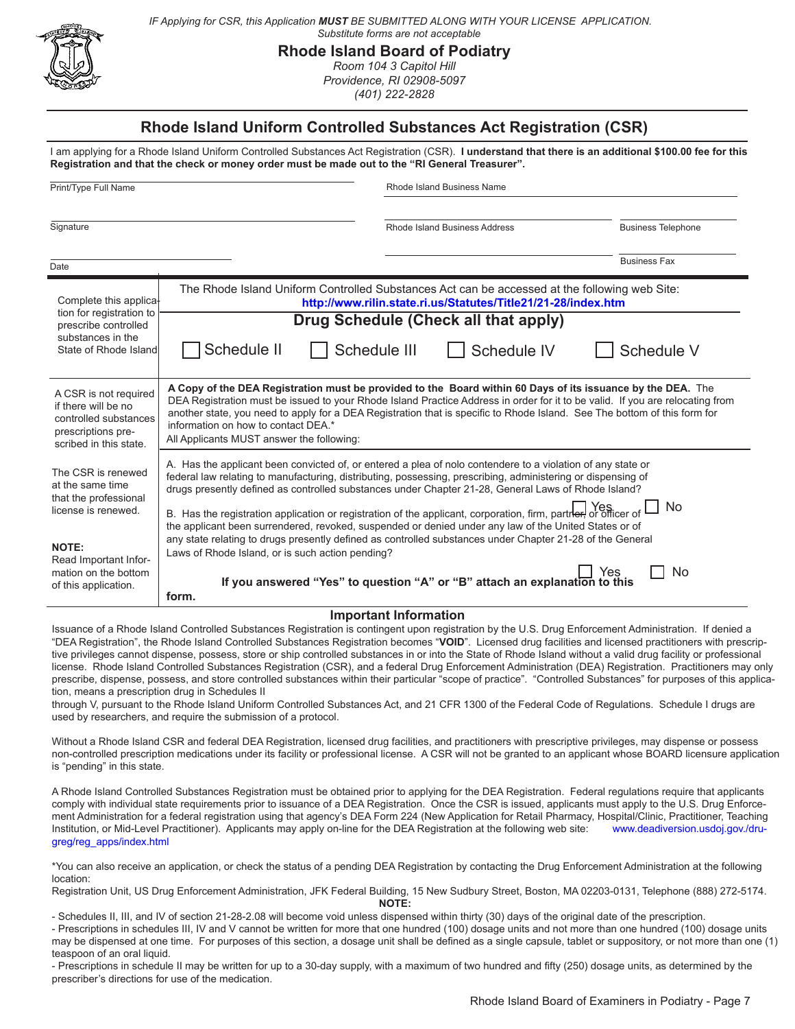*IF Applying for CSR, this Application* ***MUST*** *BE SUBMITTED ALONG WITH YOUR LICENSE APPLICATION.*
*Substitute forms are not acceptable*

## Rhode Island Board of Podiatry

*Room 104 3 Capitol Hill*
*Providence, RI 02908-5097*
*(401) 222-2828*

# Rhode Island Uniform Controlled Substances Act Registration (CSR)

I am applying for a Rhode Island Uniform Controlled Substances Act Registration (CSR). **I understand that there is an additional $100.00 fee for this Registration and that the check or money order must be made out to the "RI General Treasurer".**

Print/Type Full Name ____________________ Rhode Island Business Name ____________________

Signature ____________________ Rhode Island Business Address ____________________ Business Telephone ____________________

Date ____________________ Business Fax ____________________

Complete this application for registration to prescribe controlled substances in the State of Rhode Island

The Rhode Island Uniform Controlled Substances Act can be accessed at the following web Site:
http://www.rilin.state.ri.us/Statutes/Title21/21-28/index.htm

### Drug Schedule (Check all that apply)

☐ Schedule II ☐ Schedule III ☐ Schedule IV ☐ Schedule V

A CSR is not required if there will be no controlled substances prescriptions prescribed in this state.

**A Copy of the DEA Registration must be provided to the Board within 60 Days of its issuance by the DEA.** The DEA Registration must be issued to your Rhode Island Practice Address in order for it to be valid. If you are relocating from another state, you need to apply for a DEA Registration that is specific to Rhode Island. See The bottom of this form for information on how to contact DEA.*
All Applicants MUST answer the following:

The CSR is renewed at the same time that the professional license is renewed.

**NOTE:**
Read Important Information on the bottom of this application.

A. Has the applicant been convicted of, or entered a plea of nolo contendere to a violation of any state or federal law relating to manufacturing, distributing, possessing, prescribing, administering or dispensing of drugs presently defined as controlled substances under Chapter 21-28, General Laws of Rhode Island? ☐ Yes ☐ No

B. Has the registration application or registration of the applicant, corporation, firm, partner, or officer of the applicant been surrendered, revoked, suspended or denied under any law of the United States or of any state relating to drugs presently defined as controlled substances under Chapter 21-28 of the General Laws of Rhode Island, or is such action pending? ☐ Yes ☐ No

**If you answered "Yes" to question "A" or "B" attach an explanation to this form.**

### Important Information

Issuance of a Rhode Island Controlled Substances Registration is contingent upon registration by the U.S. Drug Enforcement Administration. If denied a "DEA Registration", the Rhode Island Controlled Substances Registration becomes "**VOID**". Licensed drug facilities and licensed practitioners with prescriptive privileges cannot dispense, possess, store or ship controlled substances in or into the State of Rhode Island without a valid drug facility or professional license. Rhode Island Controlled Substances Registration (CSR), and a federal Drug Enforcement Administration (DEA) Registration. Practitioners may only prescribe, dispense, possess, and store controlled substances within their particular "scope of practice". "Controlled Substances" for purposes of this application, means a prescription drug in Schedules II
through V, pursuant to the Rhode Island Uniform Controlled Substances Act, and 21 CFR 1300 of the Federal Code of Regulations. Schedule I drugs are used by researchers, and require the submission of a protocol.

Without a Rhode Island CSR and federal DEA Registration, licensed drug facilities, and practitioners with prescriptive privileges, may dispense or possess non-controlled prescription medications under its facility or professional license. A CSR will not be granted to an applicant whose BOARD licensure application is "pending" in this state.

A Rhode Island Controlled Substances Registration must be obtained prior to applying for the DEA Registration. Federal regulations require that applicants comply with individual state requirements prior to issuance of a DEA Registration. Once the CSR is issued, applicants must apply to the U.S. Drug Enforcement Administration for a federal registration using that agency's DEA Form 224 (New Application for Retail Pharmacy, Hospital/Clinic, Practitioner, Teaching Institution, or Mid-Level Practitioner). Applicants may apply on-line for the DEA Registration at the following web site: www.deadiversion.usdoj.gov./drugreg/reg_apps/index.html

*You can also receive an application, or check the status of a pending DEA Registration by contacting the Drug Enforcement Administration at the following location:
Registration Unit, US Drug Enforcement Administration, JFK Federal Building, 15 New Sudbury Street, Boston, MA 02203-0131, Telephone (888) 272-5174.

**NOTE:**

- Schedules II, III, and IV of section 21-28-2.08 will become void unless dispensed within thirty (30) days of the original date of the prescription.
- Prescriptions in schedules III, IV and V cannot be written for more that one hundred (100) dosage units and not more than one hundred (100) dosage units may be dispensed at one time. For purposes of this section, a dosage unit shall be defined as a single capsule, tablet or suppository, or not more than one (1) teaspoon of an oral liquid.
- Prescriptions in schedule II may be written for up to a 30-day supply, with a maximum of two hundred and fifty (250) dosage units, as determined by the prescriber's directions for use of the medication.